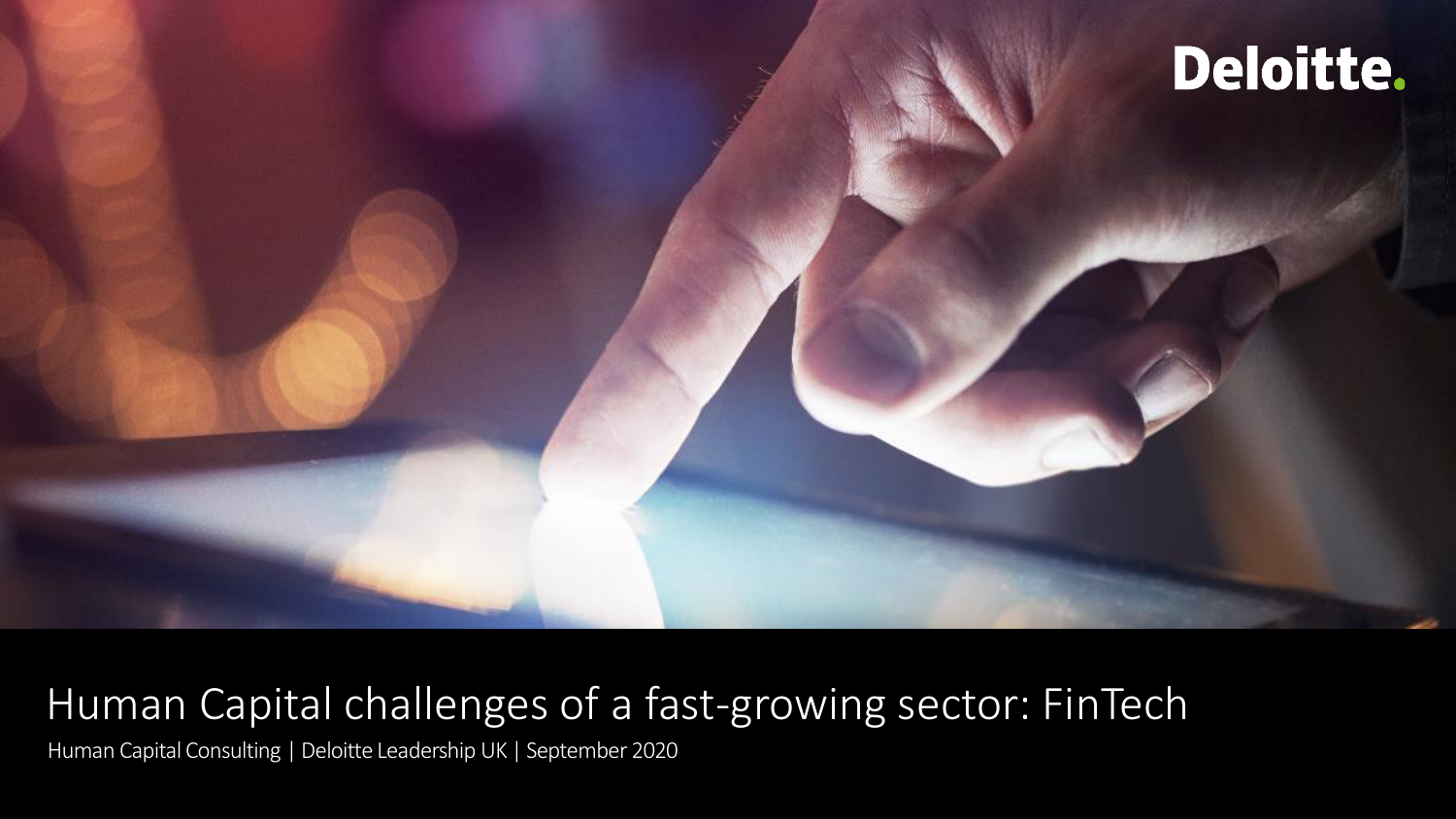Deloitte.

# Human Capital challenges of a fast-growing sector: FinTech

Human Capital Consulting | Deloitte Leadership UK | September 2020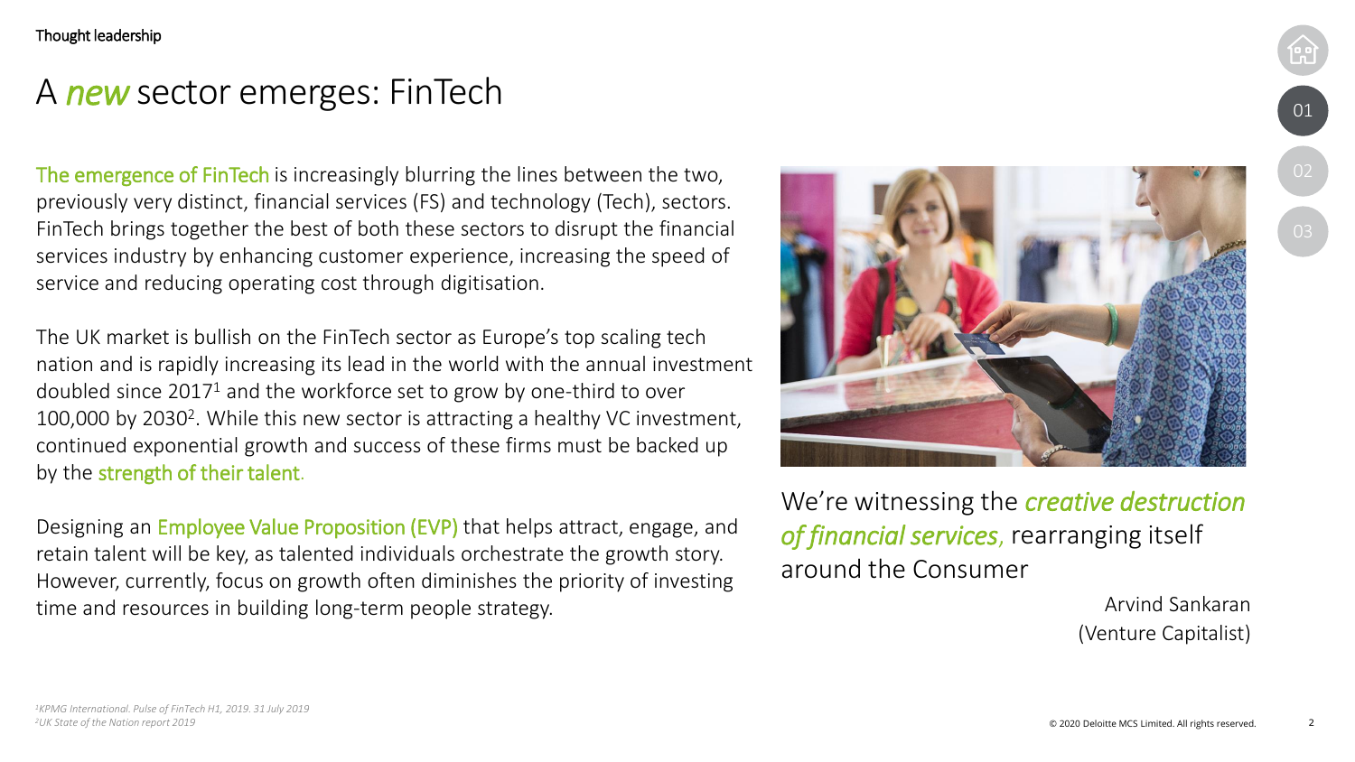Thought leadership

# A *new* sector emerges: FinTech

The emergence of FinTech is increasingly blurring the lines between the two, previously very distinct, financial services (FS) and technology (Tech), sectors. FinTech brings together the best of both these sectors to disrupt the financial services industry by enhancing customer experience, increasing the speed of service and reducing operating cost through digitisation.

The UK market is bullish on the FinTech sector as Europe's top scaling tech nation and is rapidly increasing its lead in the world with the annual investment doubled since 2017[1] and the workforce set to grow by one-third to over 100,000 by 2030[2]. While this new sector is attracting a healthy VC investment, continued exponential growth and success of these firms must be backed up by the strength of their talent.

Designing an Employee Value Proposition (EVP) that helps attract, engage, and retain talent will be key, as talented individuals orchestrate the growth story. However, currently, focus on growth often diminishes the priority of investing time and resources in building long-term people strategy.

We're witnessing the ***creative destruction of financial services***, rearranging itself around the Consumer

Arvind Sankaran
(Venture Capitalist)

*[1]KPMG International. Pulse of FinTech H1, 2019. 31 July 2019*
*[2]UK State of the Nation report 2019*

© 2020 Deloitte MCS Limited. All rights reserved.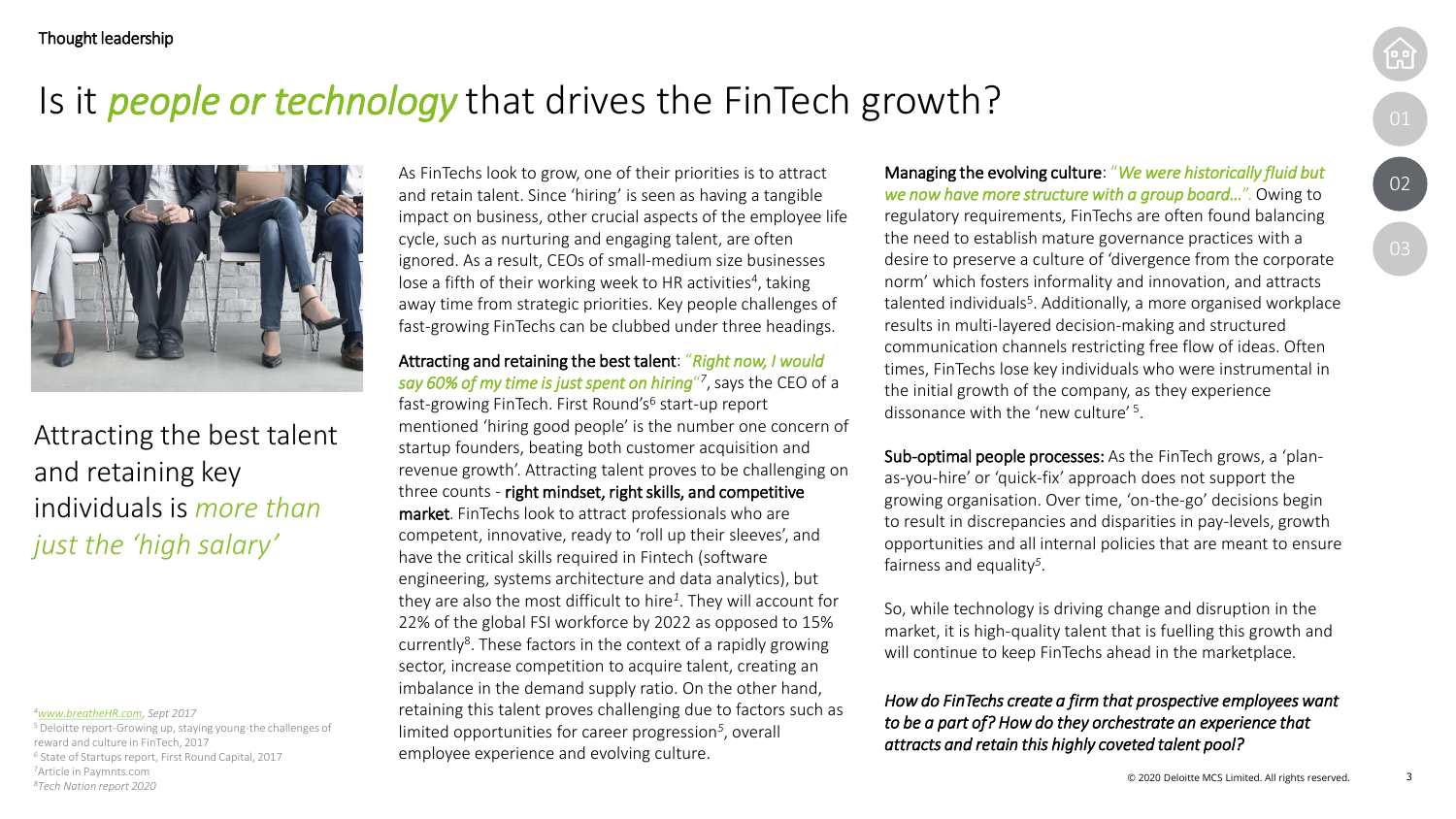Thought leadership

# Is it *people or technology* that drives the FinTech growth?

Attracting the best talent and retaining key individuals is *more than just the 'high salary'*

As FinTechs look to grow, one of their priorities is to attract and retain talent. Since 'hiring' is seen as having a tangible impact on business, other crucial aspects of the employee life cycle, such as nurturing and engaging talent, are often ignored. As a result, CEOs of small-medium size businesses lose a fifth of their working week to HR activities[4], taking away time from strategic priorities. Key people challenges of fast-growing FinTechs can be clubbed under three headings.

**Attracting and retaining the best talent**: *"Right now, I would say 60% of my time is just spent on hiring"*[7], says the CEO of a fast-growing FinTech. First Round's[6] start-up report mentioned 'hiring good people' is the number one concern of startup founders, beating both customer acquisition and revenue growth'. Attracting talent proves to be challenging on three counts - **right mindset, right skills, and competitive market**. FinTechs look to attract professionals who are competent, innovative, ready to 'roll up their sleeves', and have the critical skills required in Fintech (software engineering, systems architecture and data analytics), but they are also the most difficult to hire[1]. They will account for 22% of the global FSI workforce by 2022 as opposed to 15% currently[8]. These factors in the context of a rapidly growing sector, increase competition to acquire talent, creating an imbalance in the demand supply ratio. On the other hand, retaining this talent proves challenging due to factors such as limited opportunities for career progression[5], overall employee experience and evolving culture.

**Managing the evolving culture**: *"We were historically fluid but we now have more structure with a group board…"*. Owing to regulatory requirements, FinTechs are often found balancing the need to establish mature governance practices with a desire to preserve a culture of 'divergence from the corporate norm' which fosters informality and innovation, and attracts talented individuals[5]. Additionally, a more organised workplace results in multi-layered decision-making and structured communication channels restricting free flow of ideas. Often times, FinTechs lose key individuals who were instrumental in the initial growth of the company, as they experience dissonance with the 'new culture'[5].

**Sub-optimal people processes:** As the FinTech grows, a 'plan-as-you-hire' or 'quick-fix' approach does not support the growing organisation. Over time, 'on-the-go' decisions begin to result in discrepancies and disparities in pay-levels, growth opportunities and all internal policies that are meant to ensure fairness and equality[5].

So, while technology is driving change and disruption in the market, it is high-quality talent that is fuelling this growth and will continue to keep FinTechs ahead in the marketplace.

***How do FinTechs create a firm that prospective employees want to be a part of? How do they orchestrate an experience that attracts and retain this highly coveted talent pool?***

[4] *www.breatheHR.com, Sept 2017*
[5] Deloitte report-Growing up, staying young-the challenges of reward and culture in FinTech, 2017
[6] State of Startups report, First Round Capital, 2017
[7] Article in Paymnts.com
[8] *Tech Nation report 2020*

© 2020 Deloitte MCS Limited. All rights reserved.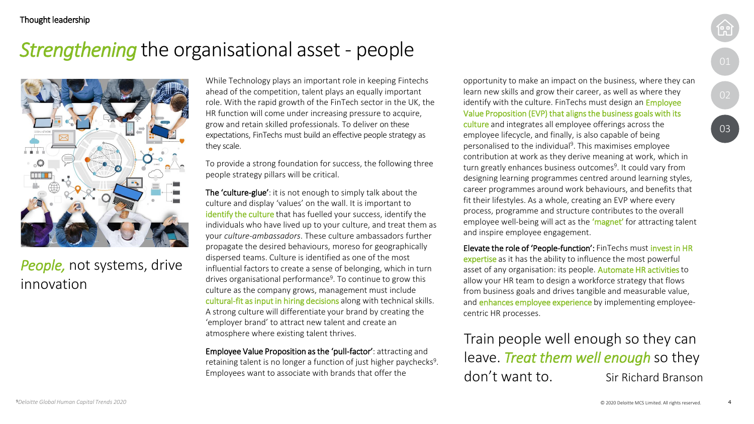# *Strengthening* the organisational asset - people

## *People,* not systems, drive innovation

While Technology plays an important role in keeping Fintechs ahead of the competition, talent plays an equally important role. With the rapid growth of the FinTech sector in the UK, the HR function will come under increasing pressure to acquire, grow and retain skilled professionals. To deliver on these expectations, FinTechs must build an effective people strategy as they scale.

To provide a strong foundation for success, the following three people strategy pillars will be critical.

**The 'culture-glue'**: it is not enough to simply talk about the culture and display 'values' on the wall. It is important to identify the culture that has fuelled your success, identify the individuals who have lived up to your culture, and treat them as your *culture-ambassadors*. These culture ambassadors further propagate the desired behaviours, moreso for geographically dispersed teams. Culture is identified as one of the most influential factors to create a sense of belonging, which in turn drives organisational performance[9]. To continue to grow this culture as the company grows, management must include cultural-fit as input in hiring decisions along with technical skills. A strong culture will differentiate your brand by creating the 'employer brand' to attract new talent and create an atmosphere where existing talent thrives.

**Employee Value Proposition as the 'pull-factor'**: attracting and retaining talent is no longer a function of just higher paychecks[9]. Employees want to associate with brands that offer the opportunity to make an impact on the business, where they can learn new skills and grow their career, as well as where they identify with the culture. FinTechs must design an Employee Value Proposition (EVP) that aligns the business goals with its culture and integrates all employee offerings across the employee lifecycle, and finally, is also capable of being personalised to the individual[9]. This maximises employee contribution at work as they derive meaning at work, which in turn greatly enhances business outcomes[9]. It could vary from designing learning programmes centred around learning styles, career programmes around work behaviours, and benefits that fit their lifestyles. As a whole, creating an EVP where every process, programme and structure contributes to the overall employee well-being will act as the 'magnet' for attracting talent and inspire employee engagement.

**Elevate the role of 'People-function':** FinTechs must invest in HR expertise as it has the ability to influence the most powerful asset of any organisation: its people. Automate HR activities to allow your HR team to design a workforce strategy that flows from business goals and drives tangible and measurable value, and enhances employee experience by implementing employee-centric HR processes.

> Train people well enough so they can leave. *Treat them well enough* so they don't want to. — Sir Richard Branson

[9] *Deloitte Global Human Capital Trends 2020*

© 2020 Deloitte MCS Limited. All rights reserved.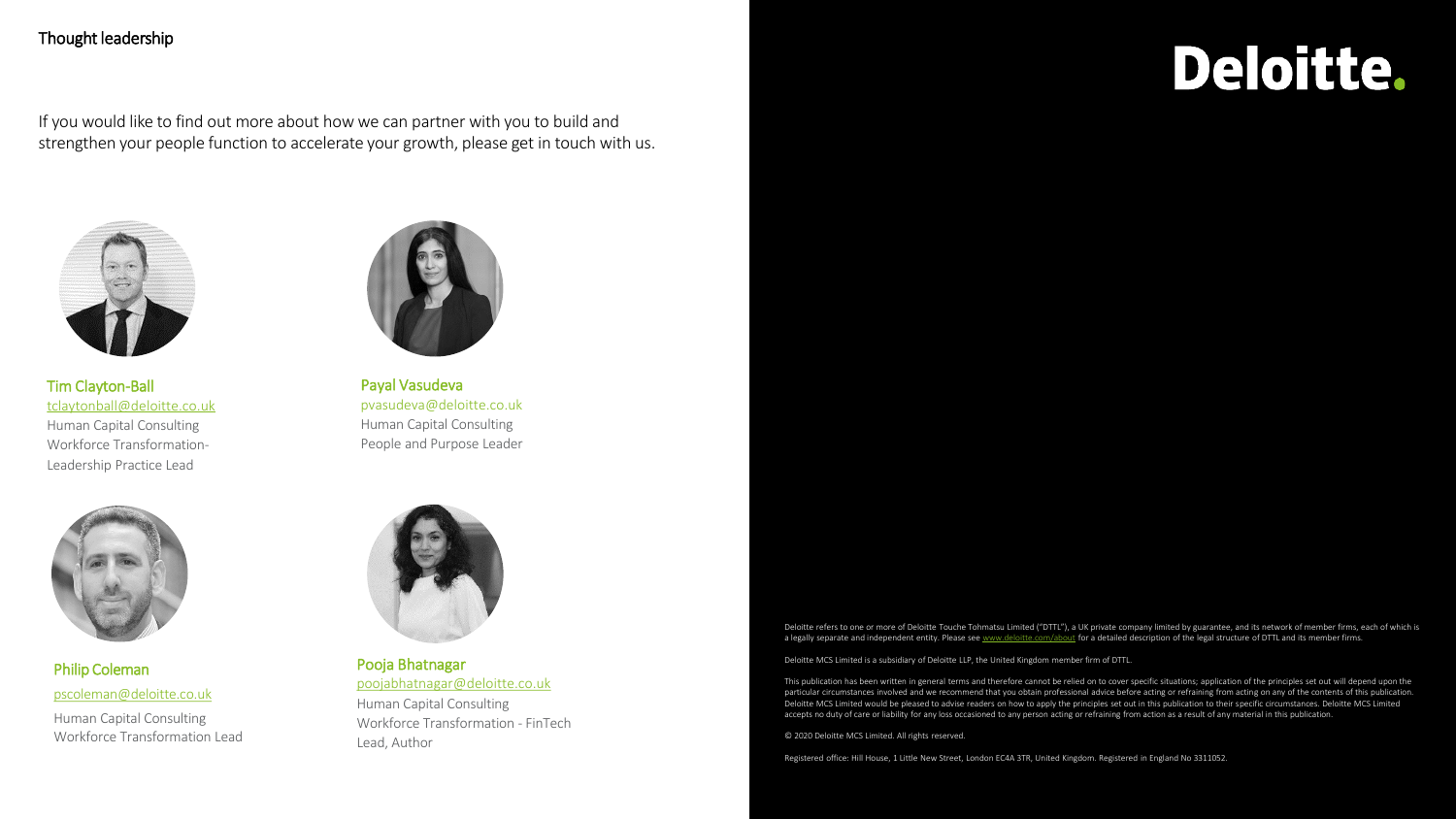## Thought leadership

If you would like to find out more about how we can partner with you to build and strengthen your people function to accelerate your growth, please get in touch with us.

**Tim Clayton-Ball**
tclaytonball@deloitte.co.uk
Human Capital Consulting
Workforce Transformation-Leadership Practice Lead

**Payal Vasudeva**
pvasudeva@deloitte.co.uk
Human Capital Consulting
People and Purpose Leader

**Philip Coleman**
pscoleman@deloitte.co.uk
Human Capital Consulting
Workforce Transformation Lead

**Pooja Bhatnagar**
poojabhatnagar@deloitte.co.uk
Human Capital Consulting
Workforce Transformation - FinTech Lead, Author

Deloitte.

Deloitte refers to one or more of Deloitte Touche Tohmatsu Limited ("DTTL"), a UK private company limited by guarantee, and its network of member firms, each of which is a legally separate and independent entity. Please see www.deloitte.com/about for a detailed description of the legal structure of DTTL and its member firms.

Deloitte MCS Limited is a subsidiary of Deloitte LLP, the United Kingdom member firm of DTTL.

This publication has been written in general terms and therefore cannot be relied on to cover specific situations; application of the principles set out will depend upon the particular circumstances involved and we recommend that you obtain professional advice before acting or refraining from acting on any of the contents of this publication. Deloitte MCS Limited would be pleased to advise readers on how to apply the principles set out in this publication to their specific circumstances. Deloitte MCS Limited accepts no duty of care or liability for any loss occasioned to any person acting or refraining from action as a result of any material in this publication.

© 2020 Deloitte MCS Limited. All rights reserved.

Registered office: Hill House, 1 Little New Street, London EC4A 3TR, United Kingdom. Registered in England No 3311052.